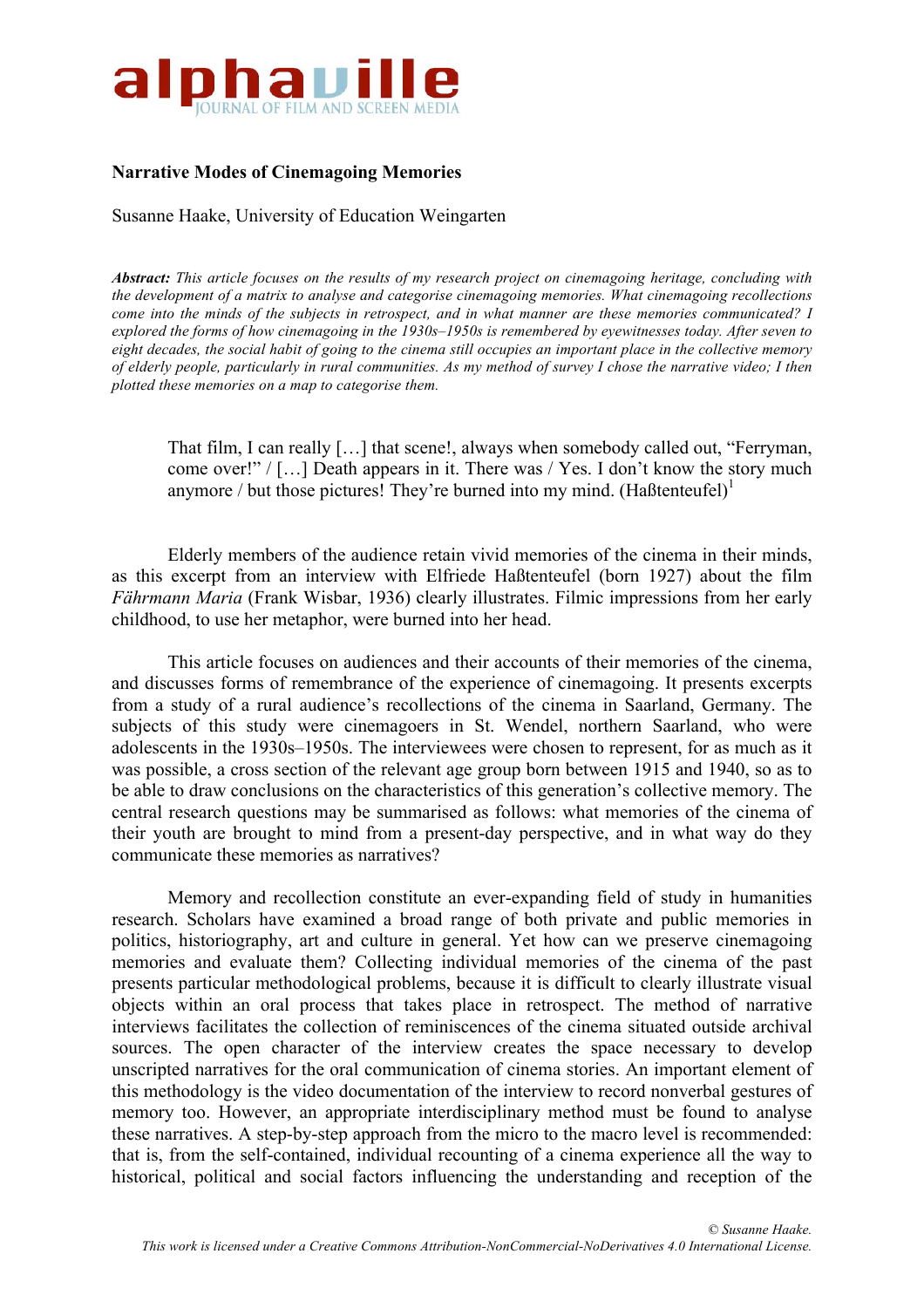**Narrative Modes of Cinemagoing Memories**

Susanne Haake, University of Education Weingarten

***Abstract:*** *This article focuses on the results of my research project on cinemagoing heritage, concluding with the development of a matrix to analyse and categorise cinemagoing memories. What cinemagoing recollections come into the minds of the subjects in retrospect, and in what manner are these memories communicated? I explored the forms of how cinemagoing in the 1930s–1950s is remembered by eyewitnesses today. After seven to eight decades, the social habit of going to the cinema still occupies an important place in the collective memory of elderly people, particularly in rural communities. As my method of survey I chose the narrative video; I then plotted these memories on a map to categorise them.*

> That film, I can really […] that scene!, always when somebody called out, "Ferryman, come over!" / […] Death appears in it. There was / Yes. I don't know the story much anymore / but those pictures! They're burned into my mind. (Haßtenteufel)[1]

Elderly members of the audience retain vivid memories of the cinema in their minds, as this excerpt from an interview with Elfriede Haßtenteufel (born 1927) about the film *Fährmann Maria* (Frank Wisbar, 1936) clearly illustrates. Filmic impressions from her early childhood, to use her metaphor, were burned into her head.

This article focuses on audiences and their accounts of their memories of the cinema, and discusses forms of remembrance of the experience of cinemagoing. It presents excerpts from a study of a rural audience's recollections of the cinema in Saarland, Germany. The subjects of this study were cinemagoers in St. Wendel, northern Saarland, who were adolescents in the 1930s–1950s. The interviewees were chosen to represent, for as much as it was possible, a cross section of the relevant age group born between 1915 and 1940, so as to be able to draw conclusions on the characteristics of this generation's collective memory. The central research questions may be summarised as follows: what memories of the cinema of their youth are brought to mind from a present-day perspective, and in what way do they communicate these memories as narratives?

Memory and recollection constitute an ever-expanding field of study in humanities research. Scholars have examined a broad range of both private and public memories in politics, historiography, art and culture in general. Yet how can we preserve cinemagoing memories and evaluate them? Collecting individual memories of the cinema of the past presents particular methodological problems, because it is difficult to clearly illustrate visual objects within an oral process that takes place in retrospect. The method of narrative interviews facilitates the collection of reminiscences of the cinema situated outside archival sources. The open character of the interview creates the space necessary to develop unscripted narratives for the oral communication of cinema stories. An important element of this methodology is the video documentation of the interview to record nonverbal gestures of memory too. However, an appropriate interdisciplinary method must be found to analyse these narratives. A step-by-step approach from the micro to the macro level is recommended: that is, from the self-contained, individual recounting of a cinema experience all the way to historical, political and social factors influencing the understanding and reception of the

*© Susanne Haake.*
*This work is licensed under a Creative Commons Attribution-NonCommercial-NoDerivatives 4.0 International License.*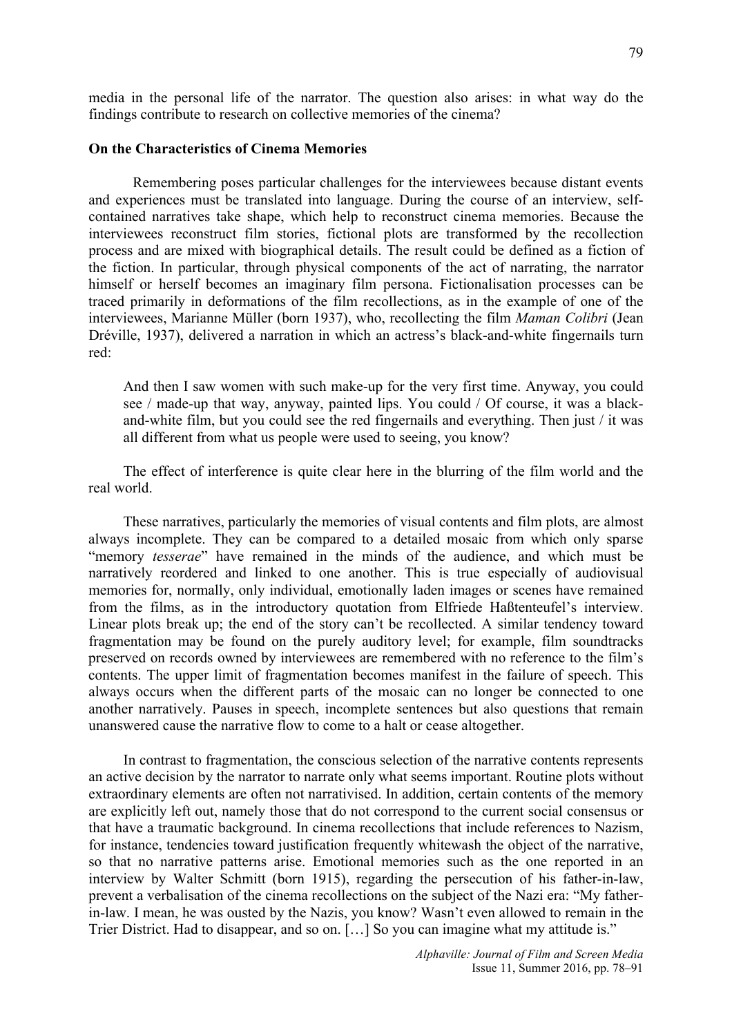media in the personal life of the narrator. The question also arises: in what way do the findings contribute to research on collective memories of the cinema?

**On the Characteristics of Cinema Memories**

Remembering poses particular challenges for the interviewees because distant events and experiences must be translated into language. During the course of an interview, self-contained narratives take shape, which help to reconstruct cinema memories. Because the interviewees reconstruct film stories, fictional plots are transformed by the recollection process and are mixed with biographical details. The result could be defined as a fiction of the fiction. In particular, through physical components of the act of narrating, the narrator himself or herself becomes an imaginary film persona. Fictionalisation processes can be traced primarily in deformations of the film recollections, as in the example of one of the interviewees, Marianne Müller (born 1937), who, recollecting the film *Maman Colibri* (Jean Dréville, 1937), delivered a narration in which an actress's black-and-white fingernails turn red:

> And then I saw women with such make-up for the very first time. Anyway, you could see / made-up that way, anyway, painted lips. You could / Of course, it was a black-and-white film, but you could see the red fingernails and everything. Then just / it was all different from what us people were used to seeing, you know?

The effect of interference is quite clear here in the blurring of the film world and the real world.

These narratives, particularly the memories of visual contents and film plots, are almost always incomplete. They can be compared to a detailed mosaic from which only sparse "memory *tesserae*" have remained in the minds of the audience, and which must be narratively reordered and linked to one another. This is true especially of audiovisual memories for, normally, only individual, emotionally laden images or scenes have remained from the films, as in the introductory quotation from Elfriede Haßtenteufel's interview. Linear plots break up; the end of the story can't be recollected. A similar tendency toward fragmentation may be found on the purely auditory level; for example, film soundtracks preserved on records owned by interviewees are remembered with no reference to the film's contents. The upper limit of fragmentation becomes manifest in the failure of speech. This always occurs when the different parts of the mosaic can no longer be connected to one another narratively. Pauses in speech, incomplete sentences but also questions that remain unanswered cause the narrative flow to come to a halt or cease altogether.

In contrast to fragmentation, the conscious selection of the narrative contents represents an active decision by the narrator to narrate only what seems important. Routine plots without extraordinary elements are often not narrativised. In addition, certain contents of the memory are explicitly left out, namely those that do not correspond to the current social consensus or that have a traumatic background. In cinema recollections that include references to Nazism, for instance, tendencies toward justification frequently whitewash the object of the narrative, so that no narrative patterns arise. Emotional memories such as the one reported in an interview by Walter Schmitt (born 1915), regarding the persecution of his father-in-law, prevent a verbalisation of the cinema recollections on the subject of the Nazi era: "My father-in-law. I mean, he was ousted by the Nazis, you know? Wasn't even allowed to remain in the Trier District. Had to disappear, and so on. […] So you can imagine what my attitude is."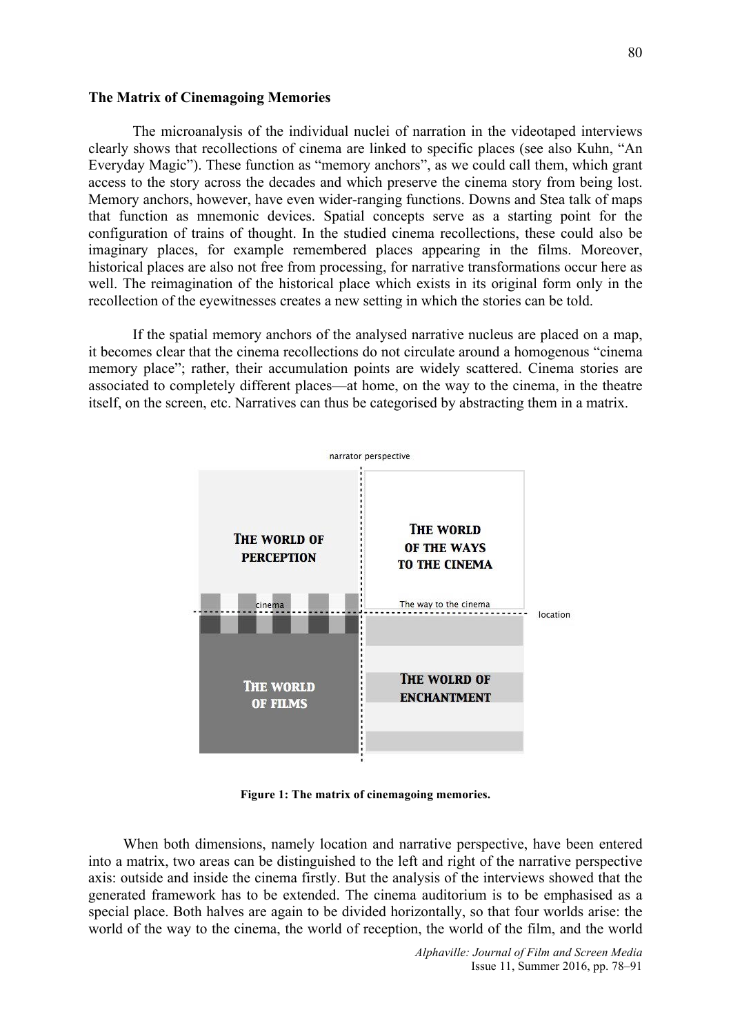### The Matrix of Cinemagoing Memories

The microanalysis of the individual nuclei of narration in the videotaped interviews clearly shows that recollections of cinema are linked to specific places (see also Kuhn, "An Everyday Magic"). These function as "memory anchors", as we could call them, which grant access to the story across the decades and which preserve the cinema story from being lost. Memory anchors, however, have even wider-ranging functions. Downs and Stea talk of maps that function as mnemonic devices. Spatial concepts serve as a starting point for the configuration of trains of thought. In the studied cinema recollections, these could also be imaginary places, for example remembered places appearing in the films. Moreover, historical places are also not free from processing, for narrative transformations occur here as well. The reimagination of the historical place which exists in its original form only in the recollection of the eyewitnesses creates a new setting in which the stories can be told.

If the spatial memory anchors of the analysed narrative nucleus are placed on a map, it becomes clear that the cinema recollections do not circulate around a homogenous "cinema memory place"; rather, their accumulation points are widely scattered. Cinema stories are associated to completely different places—at home, on the way to the cinema, in the theatre itself, on the screen, etc. Narratives can thus be categorised by abstracting them in a matrix.

narrator perspective

The world of perception | The world of the ways to the cinema

cinema | The way to the cinema | location

The world of films | The wolrd of enchantment

**Figure 1: The matrix of cinemagoing memories.**

When both dimensions, namely location and narrative perspective, have been entered into a matrix, two areas can be distinguished to the left and right of the narrative perspective axis: outside and inside the cinema firstly. But the analysis of the interviews showed that the generated framework has to be extended. The cinema auditorium is to be emphasised as a special place. Both halves are again to be divided horizontally, so that four worlds arise: the world of the way to the cinema, the world of reception, the world of the film, and the world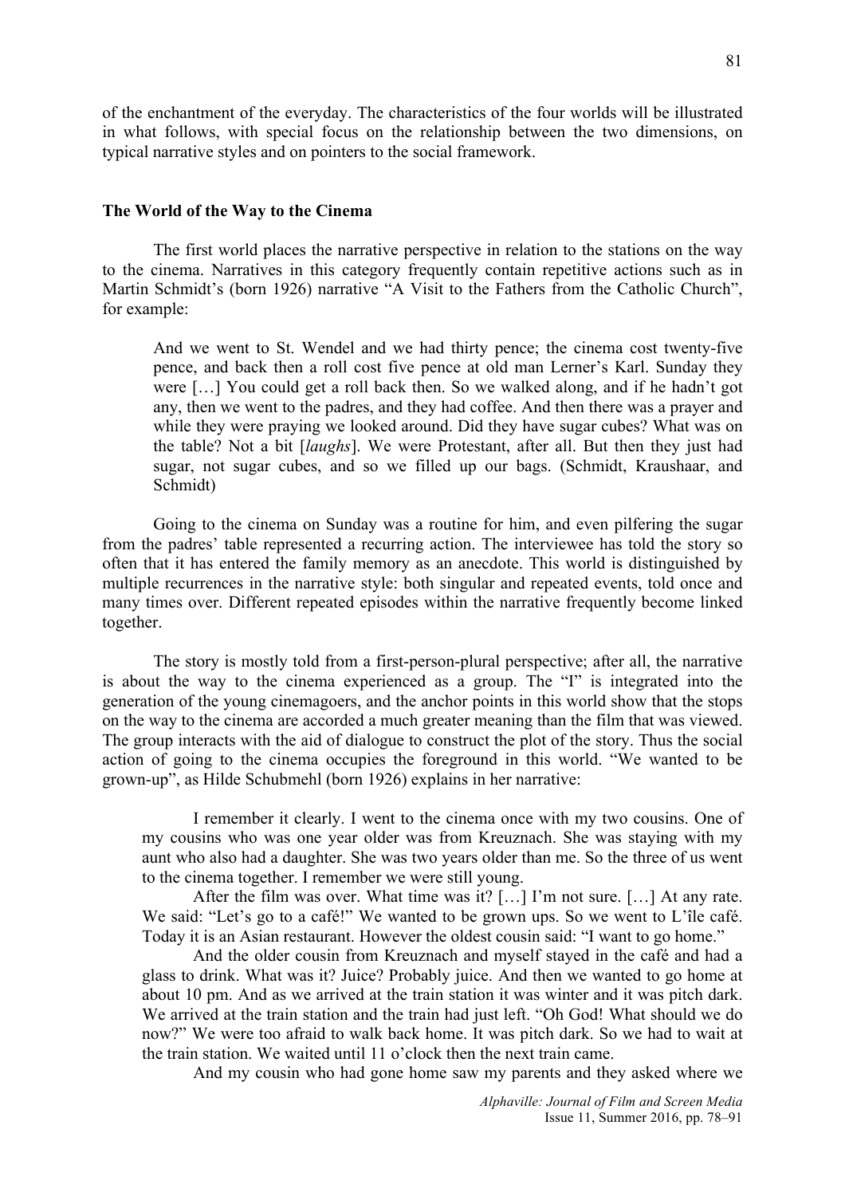of the enchantment of the everyday. The characteristics of the four worlds will be illustrated in what follows, with special focus on the relationship between the two dimensions, on typical narrative styles and on pointers to the social framework.

### The World of the Way to the Cinema

The first world places the narrative perspective in relation to the stations on the way to the cinema. Narratives in this category frequently contain repetitive actions such as in Martin Schmidt's (born 1926) narrative "A Visit to the Fathers from the Catholic Church", for example:

> And we went to St. Wendel and we had thirty pence; the cinema cost twenty-five pence, and back then a roll cost five pence at old man Lerner's Karl. Sunday they were […] You could get a roll back then. So we walked along, and if he hadn't got any, then we went to the padres, and they had coffee. And then there was a prayer and while they were praying we looked around. Did they have sugar cubes? What was on the table? Not a bit [*laughs*]. We were Protestant, after all. But then they just had sugar, not sugar cubes, and so we filled up our bags. (Schmidt, Kraushaar, and Schmidt)

Going to the cinema on Sunday was a routine for him, and even pilfering the sugar from the padres' table represented a recurring action. The interviewee has told the story so often that it has entered the family memory as an anecdote. This world is distinguished by multiple recurrences in the narrative style: both singular and repeated events, told once and many times over. Different repeated episodes within the narrative frequently become linked together.

The story is mostly told from a first-person-plural perspective; after all, the narrative is about the way to the cinema experienced as a group. The "I" is integrated into the generation of the young cinemagoers, and the anchor points in this world show that the stops on the way to the cinema are accorded a much greater meaning than the film that was viewed. The group interacts with the aid of dialogue to construct the plot of the story. Thus the social action of going to the cinema occupies the foreground in this world. "We wanted to be grown-up", as Hilde Schubmehl (born 1926) explains in her narrative:

> I remember it clearly. I went to the cinema once with my two cousins. One of my cousins who was one year older was from Kreuznach. She was staying with my aunt who also had a daughter. She was two years older than me. So the three of us went to the cinema together. I remember we were still young.
>
> After the film was over. What time was it? […] I'm not sure. […] At any rate. We said: "Let's go to a café!" We wanted to be grown ups. So we went to L'île café. Today it is an Asian restaurant. However the oldest cousin said: "I want to go home."
>
> And the older cousin from Kreuznach and myself stayed in the café and had a glass to drink. What was it? Juice? Probably juice. And then we wanted to go home at about 10 pm. And as we arrived at the train station it was winter and it was pitch dark. We arrived at the train station and the train had just left. "Oh God! What should we do now?" We were too afraid to walk back home. It was pitch dark. So we had to wait at the train station. We waited until 11 o'clock then the next train came.
>
> And my cousin who had gone home saw my parents and they asked where we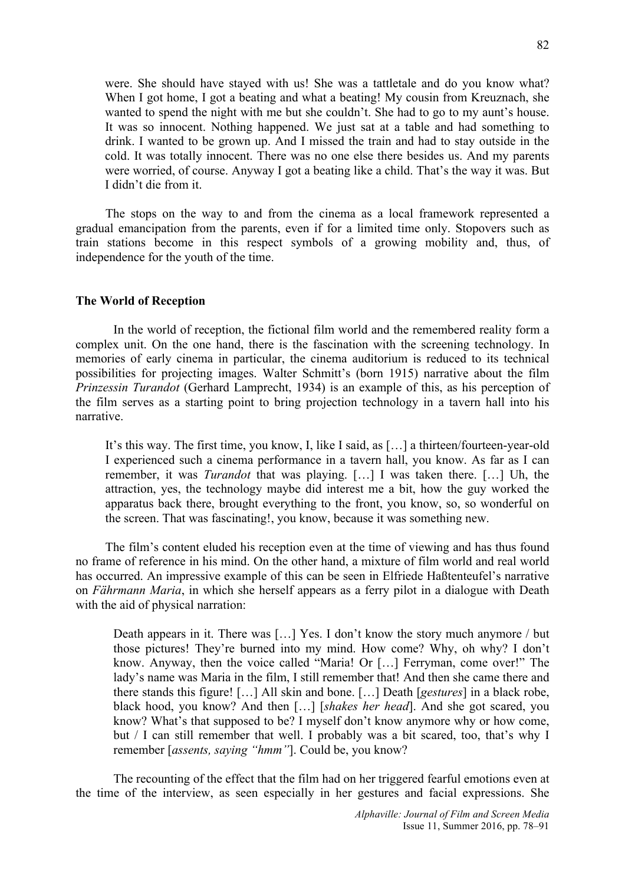> were. She should have stayed with us! She was a tattletale and do you know what? When I got home, I got a beating and what a beating! My cousin from Kreuznach, she wanted to spend the night with me but she couldn't. She had to go to my aunt's house. It was so innocent. Nothing happened. We just sat at a table and had something to drink. I wanted to be grown up. And I missed the train and had to stay outside in the cold. It was totally innocent. There was no one else there besides us. And my parents were worried, of course. Anyway I got a beating like a child. That's the way it was. But I didn't die from it.

The stops on the way to and from the cinema as a local framework represented a gradual emancipation from the parents, even if for a limited time only. Stopovers such as train stations become in this respect symbols of a growing mobility and, thus, of independence for the youth of the time.

### The World of Reception

In the world of reception, the fictional film world and the remembered reality form a complex unit. On the one hand, there is the fascination with the screening technology. In memories of early cinema in particular, the cinema auditorium is reduced to its technical possibilities for projecting images. Walter Schmitt's (born 1915) narrative about the film *Prinzessin Turandot* (Gerhard Lamprecht, 1934) is an example of this, as his perception of the film serves as a starting point to bring projection technology in a tavern hall into his narrative.

> It's this way. The first time, you know, I, like I said, as […] a thirteen/fourteen-year-old I experienced such a cinema performance in a tavern hall, you know. As far as I can remember, it was *Turandot* that was playing. […] I was taken there. […] Uh, the attraction, yes, the technology maybe did interest me a bit, how the guy worked the apparatus back there, brought everything to the front, you know, so, so wonderful on the screen. That was fascinating!, you know, because it was something new.

The film's content eluded his reception even at the time of viewing and has thus found no frame of reference in his mind. On the other hand, a mixture of film world and real world has occurred. An impressive example of this can be seen in Elfriede Haßtenteufel's narrative on *Fährmann Maria*, in which she herself appears as a ferry pilot in a dialogue with Death with the aid of physical narration:

> Death appears in it. There was […] Yes. I don't know the story much anymore / but those pictures! They're burned into my mind. How come? Why, oh why? I don't know. Anyway, then the voice called "Maria! Or […] Ferryman, come over!" The lady's name was Maria in the film, I still remember that! And then she came there and there stands this figure! […] All skin and bone. […] Death [*gestures*] in a black robe, black hood, you know? And then […] [*shakes her head*]. And she got scared, you know? What's that supposed to be? I myself don't know anymore why or how come, but / I can still remember that well. I probably was a bit scared, too, that's why I remember [*assents, saying "hmm"*]. Could be, you know?

The recounting of the effect that the film had on her triggered fearful emotions even at the time of the interview, as seen especially in her gestures and facial expressions. She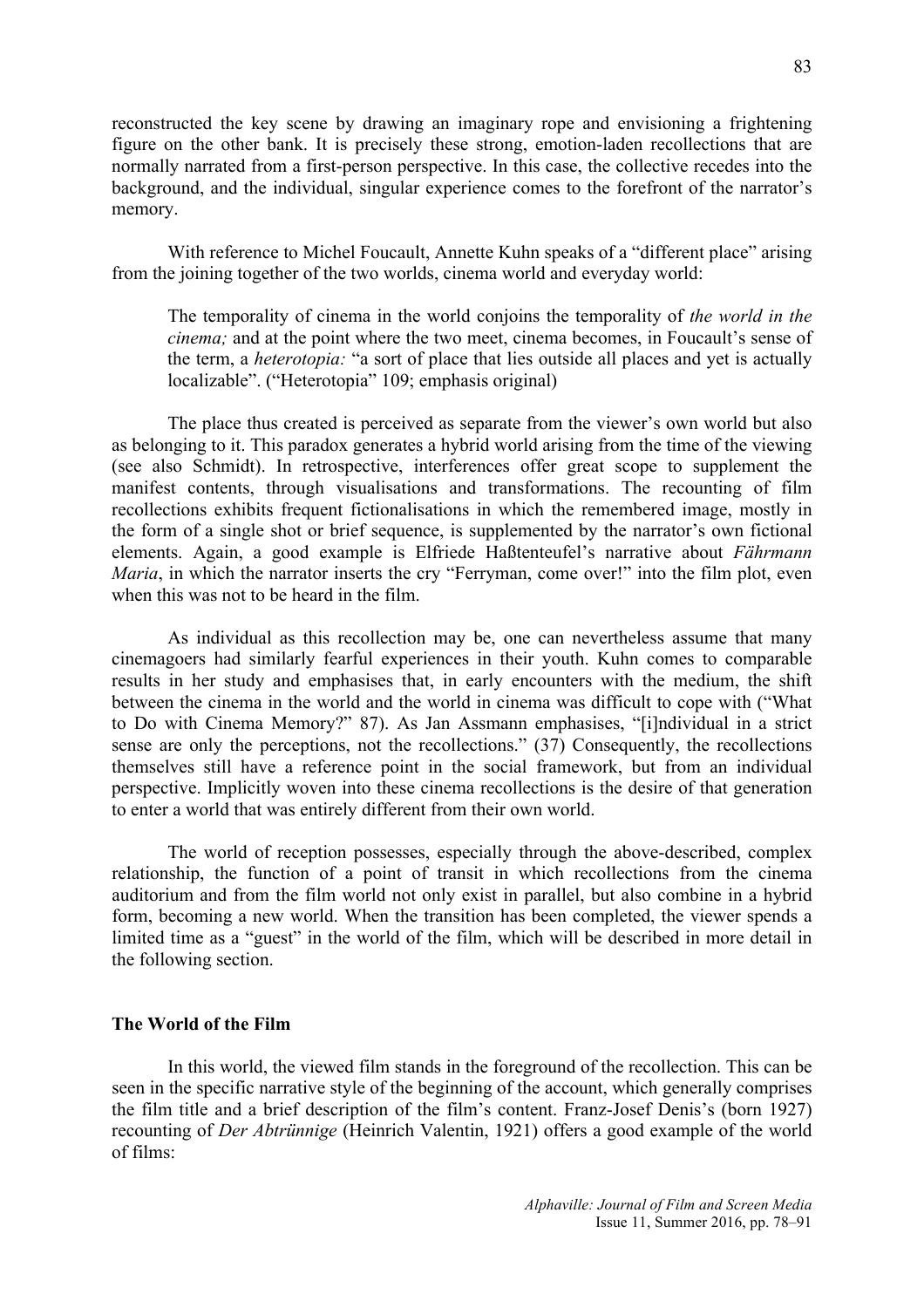reconstructed the key scene by drawing an imaginary rope and envisioning a frightening figure on the other bank. It is precisely these strong, emotion-laden recollections that are normally narrated from a first-person perspective. In this case, the collective recedes into the background, and the individual, singular experience comes to the forefront of the narrator's memory.

With reference to Michel Foucault, Annette Kuhn speaks of a "different place" arising from the joining together of the two worlds, cinema world and everyday world:

> The temporality of cinema in the world conjoins the temporality of *the world in the cinema;* and at the point where the two meet, cinema becomes, in Foucault's sense of the term, a *heterotopia:* "a sort of place that lies outside all places and yet is actually localizable". ("Heterotopia" 109; emphasis original)

The place thus created is perceived as separate from the viewer's own world but also as belonging to it. This paradox generates a hybrid world arising from the time of the viewing (see also Schmidt). In retrospective, interferences offer great scope to supplement the manifest contents, through visualisations and transformations. The recounting of film recollections exhibits frequent fictionalisations in which the remembered image, mostly in the form of a single shot or brief sequence, is supplemented by the narrator's own fictional elements. Again, a good example is Elfriede Haßtenteufel's narrative about *Fährmann Maria*, in which the narrator inserts the cry "Ferryman, come over!" into the film plot, even when this was not to be heard in the film.

As individual as this recollection may be, one can nevertheless assume that many cinemagoers had similarly fearful experiences in their youth. Kuhn comes to comparable results in her study and emphasises that, in early encounters with the medium, the shift between the cinema in the world and the world in cinema was difficult to cope with ("What to Do with Cinema Memory?" 87). As Jan Assmann emphasises, "[i]ndividual in a strict sense are only the perceptions, not the recollections." (37) Consequently, the recollections themselves still have a reference point in the social framework, but from an individual perspective. Implicitly woven into these cinema recollections is the desire of that generation to enter a world that was entirely different from their own world.

The world of reception possesses, especially through the above-described, complex relationship, the function of a point of transit in which recollections from the cinema auditorium and from the film world not only exist in parallel, but also combine in a hybrid form, becoming a new world. When the transition has been completed, the viewer spends a limited time as a "guest" in the world of the film, which will be described in more detail in the following section.

## The World of the Film

In this world, the viewed film stands in the foreground of the recollection. This can be seen in the specific narrative style of the beginning of the account, which generally comprises the film title and a brief description of the film's content. Franz-Josef Denis's (born 1927) recounting of *Der Abtrünnige* (Heinrich Valentin, 1921) offers a good example of the world of films: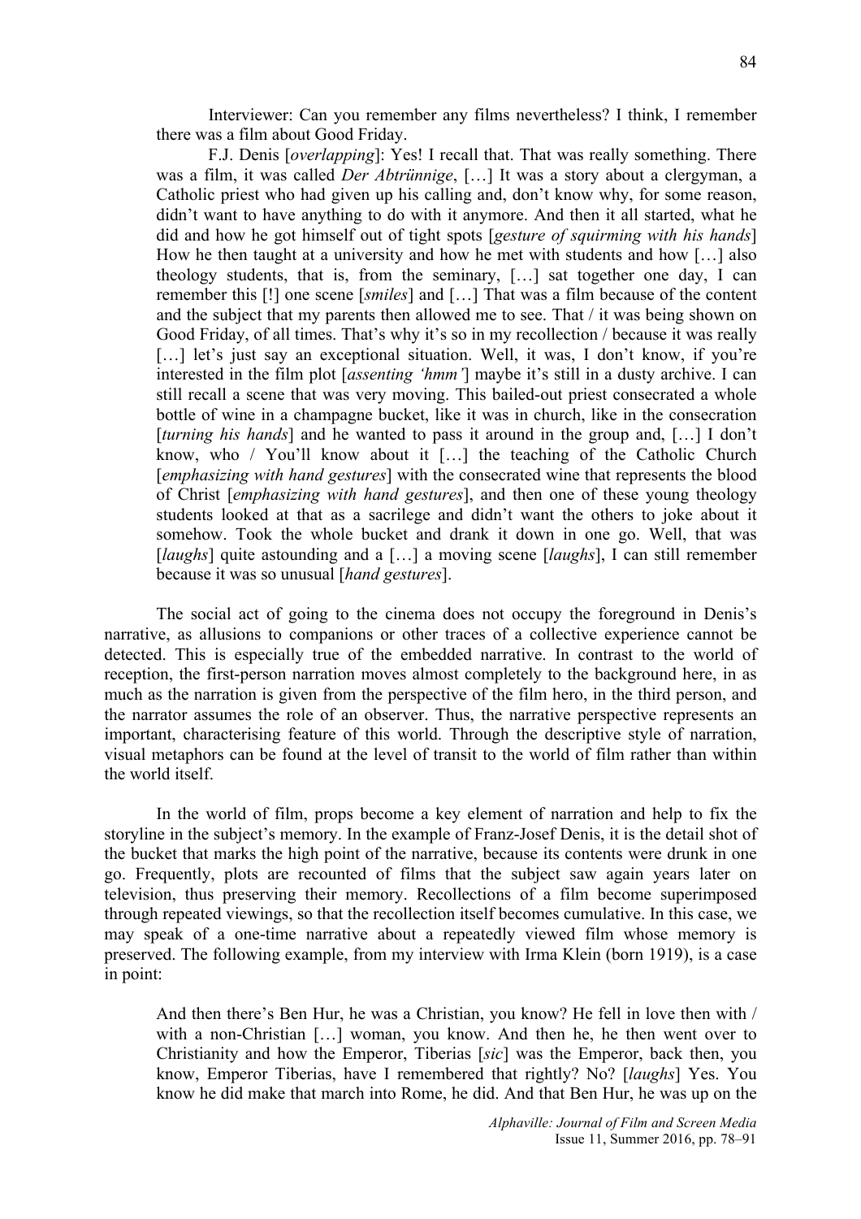Interviewer: Can you remember any films nevertheless? I think, I remember there was a film about Good Friday.

F.J. Denis [*overlapping*]: Yes! I recall that. That was really something. There was a film, it was called *Der Abtrünnige*, […] It was a story about a clergyman, a Catholic priest who had given up his calling and, don't know why, for some reason, didn't want to have anything to do with it anymore. And then it all started, what he did and how he got himself out of tight spots [*gesture of squirming with his hands*] How he then taught at a university and how he met with students and how […] also theology students, that is, from the seminary, […] sat together one day, I can remember this [!] one scene [*smiles*] and […] That was a film because of the content and the subject that my parents then allowed me to see. That / it was being shown on Good Friday, of all times. That's why it's so in my recollection / because it was really […] let's just say an exceptional situation. Well, it was, I don't know, if you're interested in the film plot [*assenting 'hmm'*] maybe it's still in a dusty archive. I can still recall a scene that was very moving. This bailed-out priest consecrated a whole bottle of wine in a champagne bucket, like it was in church, like in the consecration [*turning his hands*] and he wanted to pass it around in the group and, […] I don't know, who / You'll know about it […] the teaching of the Catholic Church [*emphasizing with hand gestures*] with the consecrated wine that represents the blood of Christ [*emphasizing with hand gestures*], and then one of these young theology students looked at that as a sacrilege and didn't want the others to joke about it somehow. Took the whole bucket and drank it down in one go. Well, that was [*laughs*] quite astounding and a […] a moving scene [*laughs*], I can still remember because it was so unusual [*hand gestures*].

The social act of going to the cinema does not occupy the foreground in Denis's narrative, as allusions to companions or other traces of a collective experience cannot be detected. This is especially true of the embedded narrative. In contrast to the world of reception, the first-person narration moves almost completely to the background here, in as much as the narration is given from the perspective of the film hero, in the third person, and the narrator assumes the role of an observer. Thus, the narrative perspective represents an important, characterising feature of this world. Through the descriptive style of narration, visual metaphors can be found at the level of transit to the world of film rather than within the world itself.

In the world of film, props become a key element of narration and help to fix the storyline in the subject's memory. In the example of Franz-Josef Denis, it is the detail shot of the bucket that marks the high point of the narrative, because its contents were drunk in one go. Frequently, plots are recounted of films that the subject saw again years later on television, thus preserving their memory. Recollections of a film become superimposed through repeated viewings, so that the recollection itself becomes cumulative. In this case, we may speak of a one-time narrative about a repeatedly viewed film whose memory is preserved. The following example, from my interview with Irma Klein (born 1919), is a case in point:

> And then there's Ben Hur, he was a Christian, you know? He fell in love then with / with a non-Christian […] woman, you know. And then he, he then went over to Christianity and how the Emperor, Tiberias [*sic*] was the Emperor, back then, you know, Emperor Tiberias, have I remembered that rightly? No? [*laughs*] Yes. You know he did make that march into Rome, he did. And that Ben Hur, he was up on the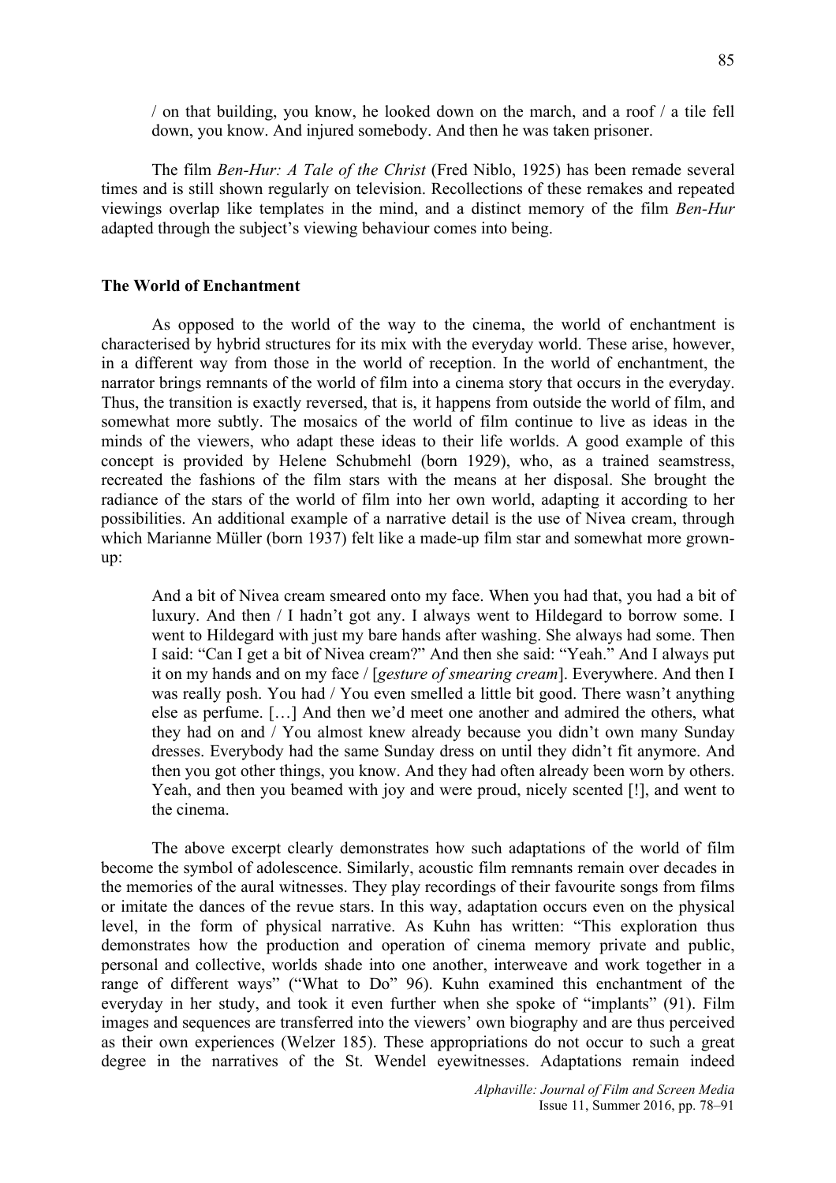> / on that building, you know, he looked down on the march, and a roof / a tile fell down, you know. And injured somebody. And then he was taken prisoner.

The film *Ben-Hur: A Tale of the Christ* (Fred Niblo, 1925) has been remade several times and is still shown regularly on television. Recollections of these remakes and repeated viewings overlap like templates in the mind, and a distinct memory of the film *Ben-Hur* adapted through the subject's viewing behaviour comes into being.

## The World of Enchantment

As opposed to the world of the way to the cinema, the world of enchantment is characterised by hybrid structures for its mix with the everyday world. These arise, however, in a different way from those in the world of reception. In the world of enchantment, the narrator brings remnants of the world of film into a cinema story that occurs in the everyday. Thus, the transition is exactly reversed, that is, it happens from outside the world of film, and somewhat more subtly. The mosaics of the world of film continue to live as ideas in the minds of the viewers, who adapt these ideas to their life worlds. A good example of this concept is provided by Helene Schubmehl (born 1929), who, as a trained seamstress, recreated the fashions of the film stars with the means at her disposal. She brought the radiance of the stars of the world of film into her own world, adapting it according to her possibilities. An additional example of a narrative detail is the use of Nivea cream, through which Marianne Müller (born 1937) felt like a made-up film star and somewhat more grown-up:

> And a bit of Nivea cream smeared onto my face. When you had that, you had a bit of luxury. And then / I hadn't got any. I always went to Hildegard to borrow some. I went to Hildegard with just my bare hands after washing. She always had some. Then I said: "Can I get a bit of Nivea cream?" And then she said: "Yeah." And I always put it on my hands and on my face / [*gesture of smearing cream*]. Everywhere. And then I was really posh. You had / You even smelled a little bit good. There wasn't anything else as perfume. […] And then we'd meet one another and admired the others, what they had on and / You almost knew already because you didn't own many Sunday dresses. Everybody had the same Sunday dress on until they didn't fit anymore. And then you got other things, you know. And they had often already been worn by others. Yeah, and then you beamed with joy and were proud, nicely scented [!], and went to the cinema.

The above excerpt clearly demonstrates how such adaptations of the world of film become the symbol of adolescence. Similarly, acoustic film remnants remain over decades in the memories of the aural witnesses. They play recordings of their favourite songs from films or imitate the dances of the revue stars. In this way, adaptation occurs even on the physical level, in the form of physical narrative. As Kuhn has written: "This exploration thus demonstrates how the production and operation of cinema memory private and public, personal and collective, worlds shade into one another, interweave and work together in a range of different ways" ("What to Do" 96). Kuhn examined this enchantment of the everyday in her study, and took it even further when she spoke of "implants" (91). Film images and sequences are transferred into the viewers' own biography and are thus perceived as their own experiences (Welzer 185). These appropriations do not occur to such a great degree in the narratives of the St. Wendel eyewitnesses. Adaptations remain indeed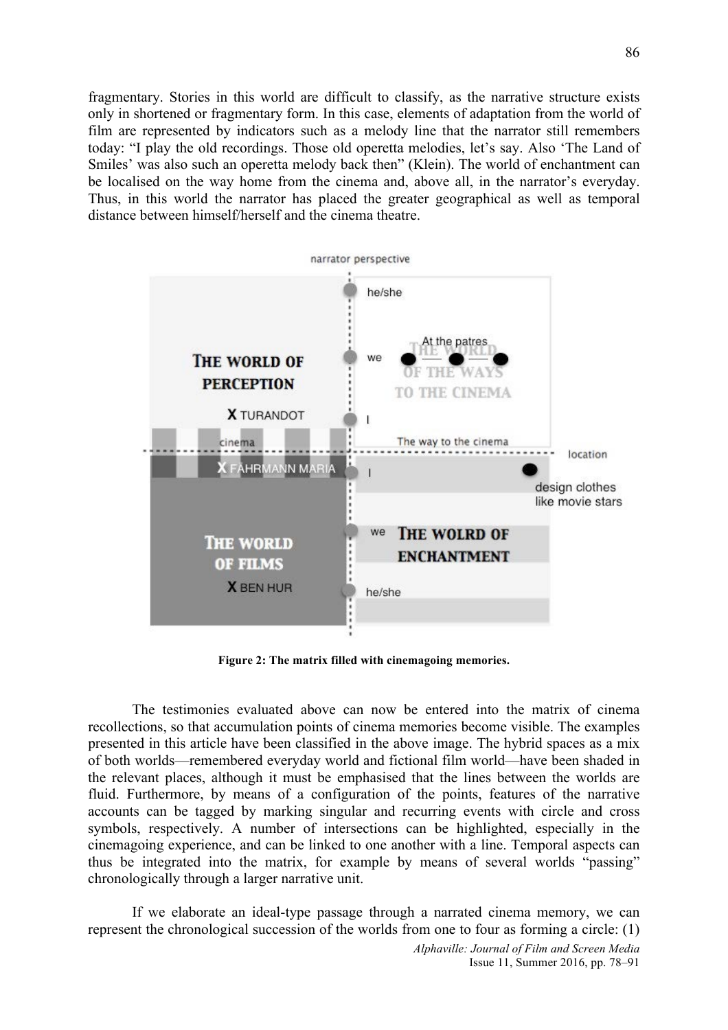fragmentary. Stories in this world are difficult to classify, as the narrative structure exists only in shortened or fragmentary form. In this case, elements of adaptation from the world of film are represented by indicators such as a melody line that the narrator still remembers today: "I play the old recordings. Those old operetta melodies, let's say. Also 'The Land of Smiles' was also such an operetta melody back then" (Klein). The world of enchantment can be localised on the way home from the cinema and, above all, in the narrator's everyday. Thus, in this world the narrator has placed the greater geographical as well as temporal distance between himself/herself and the cinema theatre.

**Figure 2: The matrix filled with cinemagoing memories.**

The testimonies evaluated above can now be entered into the matrix of cinema recollections, so that accumulation points of cinema memories become visible. The examples presented in this article have been classified in the above image. The hybrid spaces as a mix of both worlds—remembered everyday world and fictional film world—have been shaded in the relevant places, although it must be emphasised that the lines between the worlds are fluid. Furthermore, by means of a configuration of the points, features of the narrative accounts can be tagged by marking singular and recurring events with circle and cross symbols, respectively. A number of intersections can be highlighted, especially in the cinemagoing experience, and can be linked to one another with a line. Temporal aspects can thus be integrated into the matrix, for example by means of several worlds "passing" chronologically through a larger narrative unit.

If we elaborate an ideal-type passage through a narrated cinema memory, we can represent the chronological succession of the worlds from one to four as forming a circle: (1)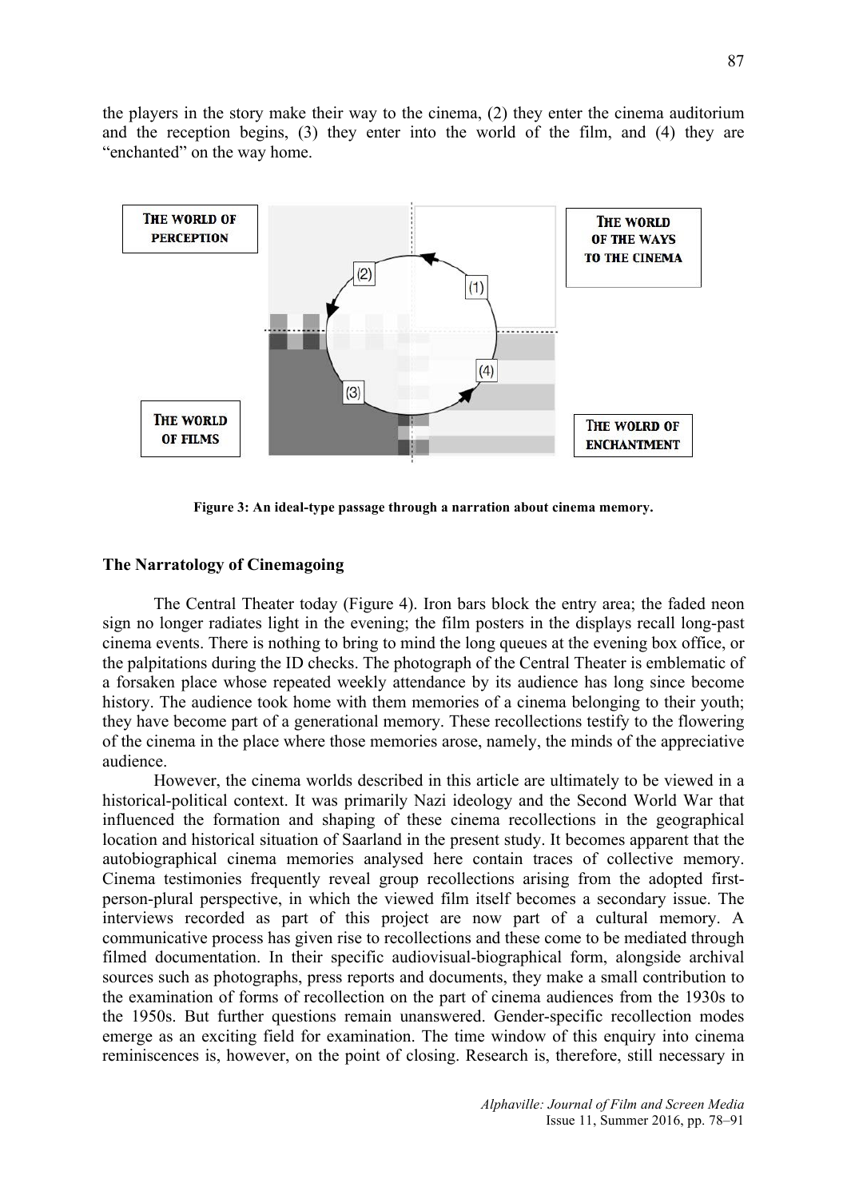the players in the story make their way to the cinema, (2) they enter the cinema auditorium and the reception begins, (3) they enter into the world of the film, and (4) they are "enchanted" on the way home.

THE WORLD OF PERCEPTION

THE WORLD OF THE WAYS TO THE CINEMA

THE WORLD OF FILMS

THE WOLRD OF ENCHANTMENT

**Figure 3: An ideal-type passage through a narration about cinema memory.**

### The Narratology of Cinemagoing

The Central Theater today (Figure 4). Iron bars block the entry area; the faded neon sign no longer radiates light in the evening; the film posters in the displays recall long-past cinema events. There is nothing to bring to mind the long queues at the evening box office, or the palpitations during the ID checks. The photograph of the Central Theater is emblematic of a forsaken place whose repeated weekly attendance by its audience has long since become history. The audience took home with them memories of a cinema belonging to their youth; they have become part of a generational memory. These recollections testify to the flowering of the cinema in the place where those memories arose, namely, the minds of the appreciative audience.

However, the cinema worlds described in this article are ultimately to be viewed in a historical-political context. It was primarily Nazi ideology and the Second World War that influenced the formation and shaping of these cinema recollections in the geographical location and historical situation of Saarland in the present study. It becomes apparent that the autobiographical cinema memories analysed here contain traces of collective memory. Cinema testimonies frequently reveal group recollections arising from the adopted first-person-plural perspective, in which the viewed film itself becomes a secondary issue. The interviews recorded as part of this project are now part of a cultural memory. A communicative process has given rise to recollections and these come to be mediated through filmed documentation. In their specific audiovisual-biographical form, alongside archival sources such as photographs, press reports and documents, they make a small contribution to the examination of forms of recollection on the part of cinema audiences from the 1930s to the 1950s. But further questions remain unanswered. Gender-specific recollection modes emerge as an exciting field for examination. The time window of this enquiry into cinema reminiscences is, however, on the point of closing. Research is, therefore, still necessary in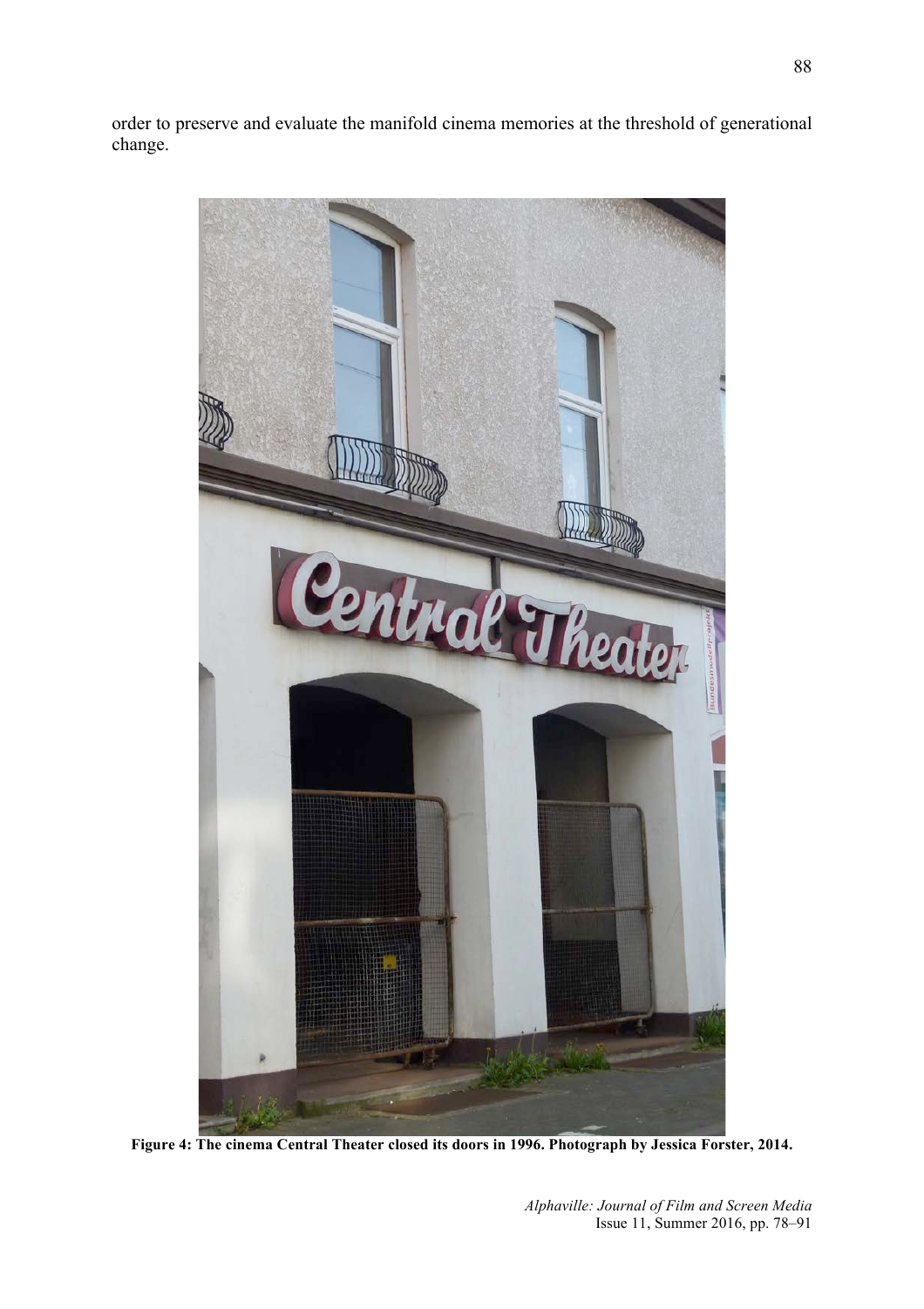order to preserve and evaluate the manifold cinema memories at the threshold of generational change.

**Figure 4: The cinema Central Theater closed its doors in 1996. Photograph by Jessica Forster, 2014.**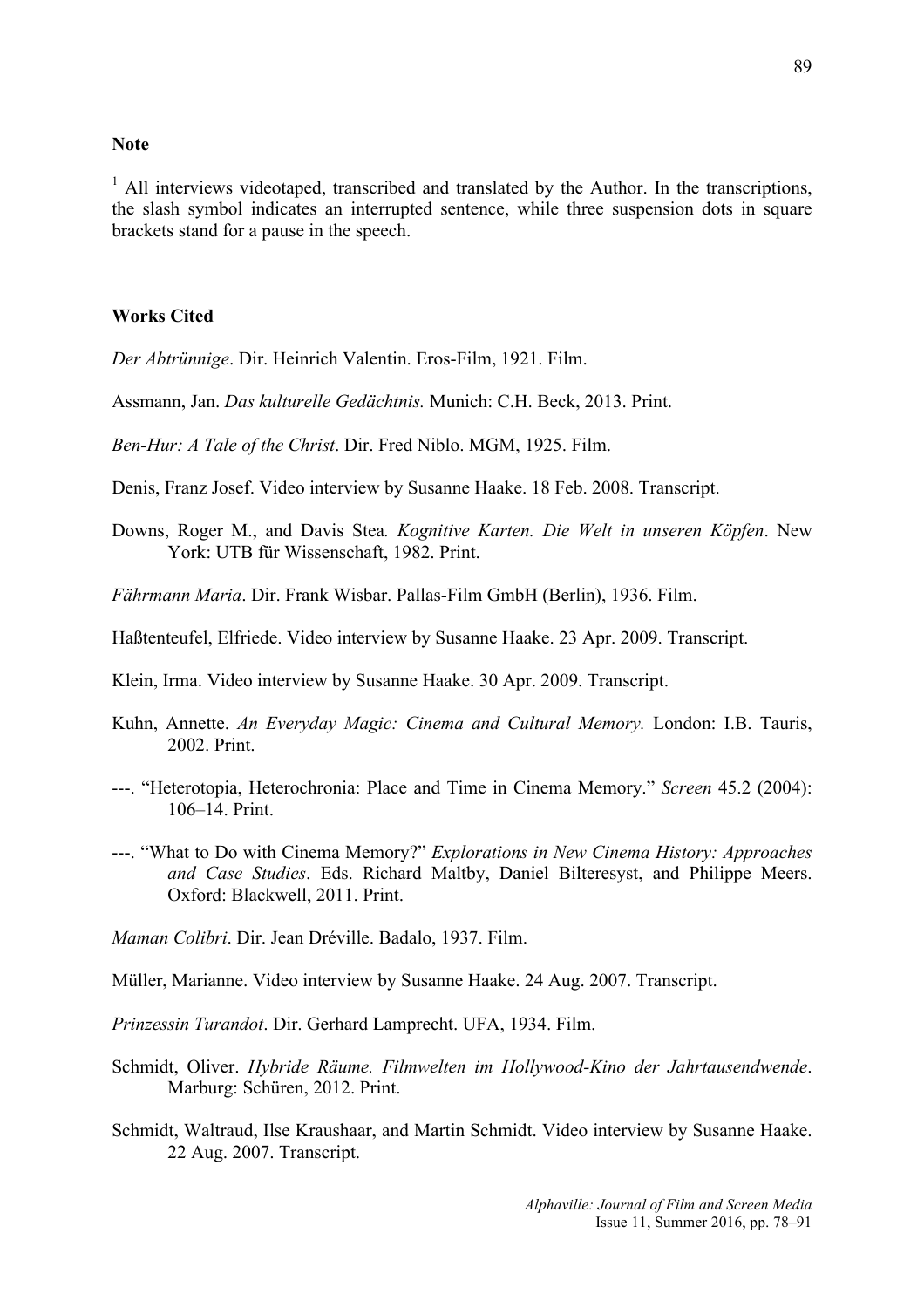**Note**

[1] All interviews videotaped, transcribed and translated by the Author. In the transcriptions, the slash symbol indicates an interrupted sentence, while three suspension dots in square brackets stand for a pause in the speech.

**Works Cited**

*Der Abtrünnige*. Dir. Heinrich Valentin. Eros-Film, 1921. Film.

Assmann, Jan. *Das kulturelle Gedächtnis.* Munich: C.H. Beck, 2013. Print.

*Ben-Hur: A Tale of the Christ*. Dir. Fred Niblo. MGM, 1925. Film.

Denis, Franz Josef. Video interview by Susanne Haake. 18 Feb. 2008. Transcript.

Downs, Roger M., and Davis Stea*. Kognitive Karten. Die Welt in unseren Köpfen*. New York: UTB für Wissenschaft, 1982. Print.

*Fährmann Maria*. Dir. Frank Wisbar. Pallas-Film GmbH (Berlin), 1936. Film.

Haßtenteufel, Elfriede. Video interview by Susanne Haake. 23 Apr. 2009. Transcript.

Klein, Irma. Video interview by Susanne Haake. 30 Apr. 2009. Transcript.

Kuhn, Annette. *An Everyday Magic: Cinema and Cultural Memory.* London: I.B. Tauris, 2002. Print.

---. "Heterotopia, Heterochronia: Place and Time in Cinema Memory." *Screen* 45.2 (2004): 106–14. Print.

---. "What to Do with Cinema Memory?" *Explorations in New Cinema History: Approaches and Case Studies*. Eds. Richard Maltby, Daniel Bilteresyst, and Philippe Meers. Oxford: Blackwell, 2011. Print.

*Maman Colibri*. Dir. Jean Dréville. Badalo, 1937. Film.

Müller, Marianne. Video interview by Susanne Haake. 24 Aug. 2007. Transcript.

*Prinzessin Turandot*. Dir. Gerhard Lamprecht. UFA, 1934. Film.

Schmidt, Oliver. *Hybride Räume. Filmwelten im Hollywood-Kino der Jahrtausendwende*. Marburg: Schüren, 2012. Print.

Schmidt, Waltraud, Ilse Kraushaar, and Martin Schmidt. Video interview by Susanne Haake. 22 Aug. 2007. Transcript.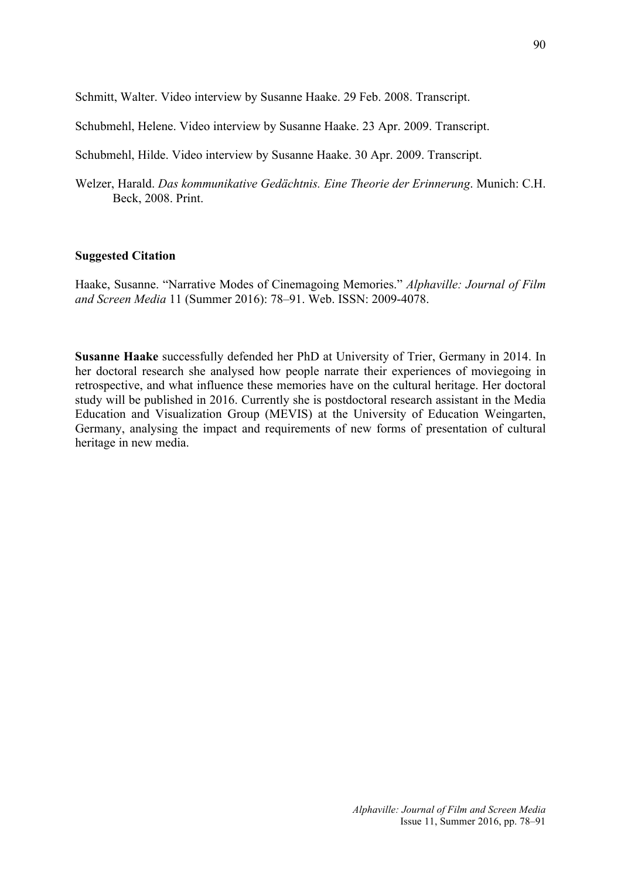Schmitt, Walter. Video interview by Susanne Haake. 29 Feb. 2008. Transcript.

Schubmehl, Helene. Video interview by Susanne Haake. 23 Apr. 2009. Transcript.

Schubmehl, Hilde. Video interview by Susanne Haake. 30 Apr. 2009. Transcript.

Welzer, Harald. *Das kommunikative Gedächtnis. Eine Theorie der Erinnerung*. Munich: C.H. Beck, 2008. Print.

**Suggested Citation**

Haake, Susanne. "Narrative Modes of Cinemagoing Memories." *Alphaville: Journal of Film and Screen Media* 11 (Summer 2016): 78–91. Web. ISSN: 2009-4078.

**Susanne Haake** successfully defended her PhD at University of Trier, Germany in 2014. In her doctoral research she analysed how people narrate their experiences of moviegoing in retrospective, and what influence these memories have on the cultural heritage. Her doctoral study will be published in 2016. Currently she is postdoctoral research assistant in the Media Education and Visualization Group (MEVIS) at the University of Education Weingarten, Germany, analysing the impact and requirements of new forms of presentation of cultural heritage in new media.